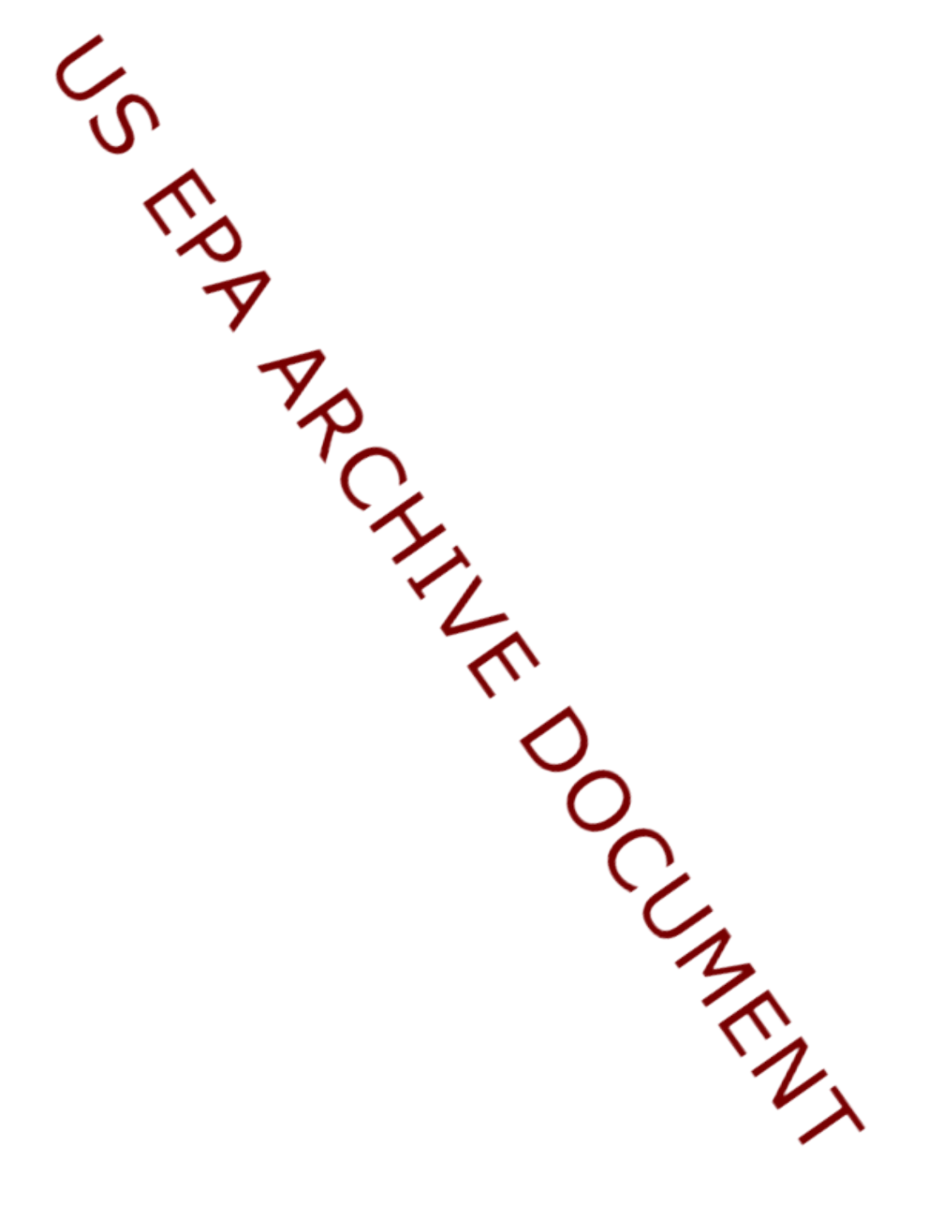US EPA ARCHIVE DOCUMENT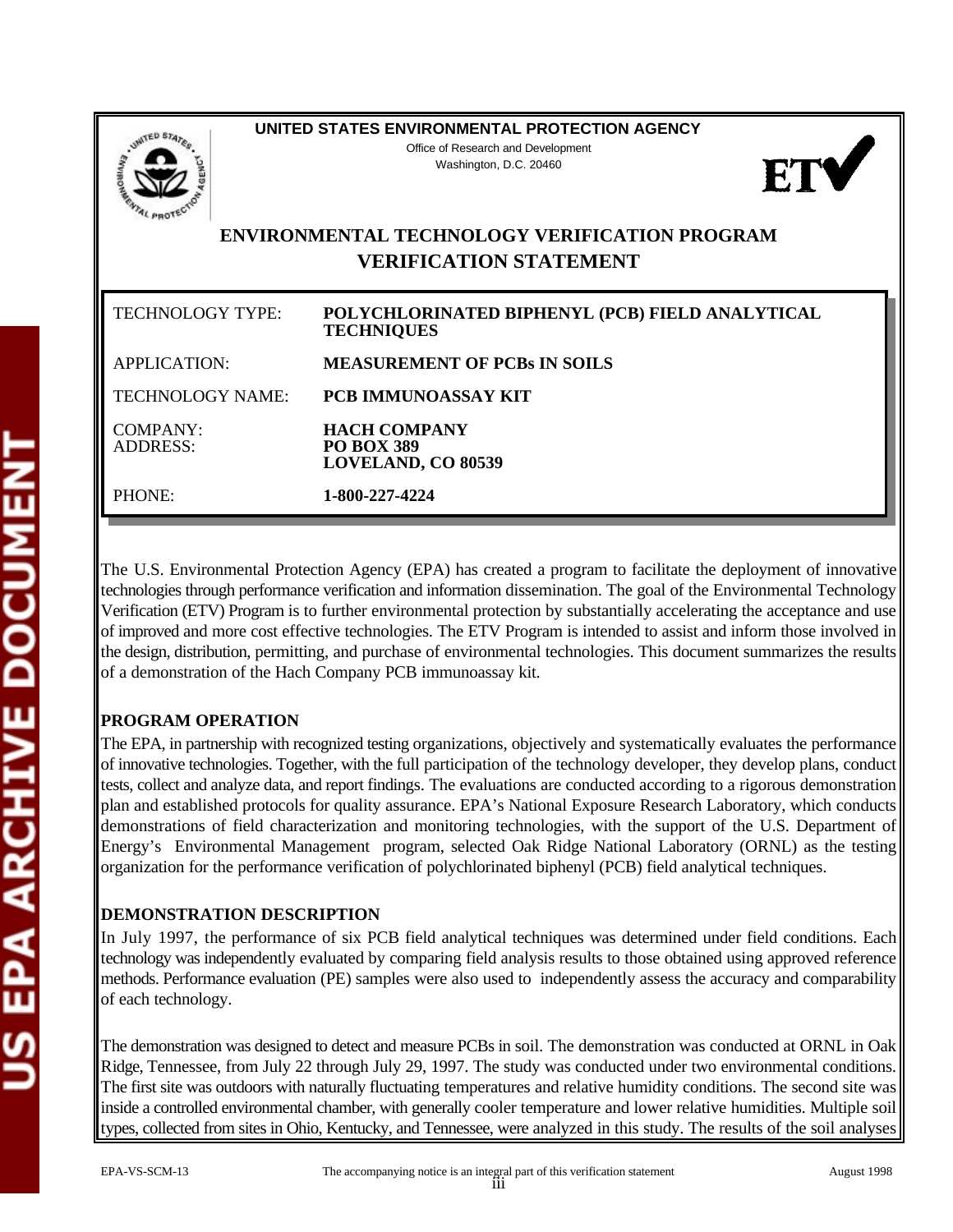**UNITED STATES ENVIRONMENTAL PROTECTION AGENCY**

Office of Research and Development
Washington, D.C. 20460

# ENVIRONMENTAL TECHNOLOGY VERIFICATION PROGRAM
# VERIFICATION STATEMENT

| | |
|---|---|
| TECHNOLOGY TYPE: | **POLYCHLORINATED BIPHENYL (PCB) FIELD ANALYTICAL TECHNIQUES** |
| APPLICATION: | **MEASUREMENT OF PCBs IN SOILS** |
| TECHNOLOGY NAME: | **PCB IMMUNOASSAY KIT** |
| COMPANY:<br>ADDRESS: | **HACH COMPANY**<br>**PO BOX 389**<br>**LOVELAND, CO 80539** |
| PHONE: | **1-800-227-4224** |

The U.S. Environmental Protection Agency (EPA) has created a program to facilitate the deployment of innovative technologies through performance verification and information dissemination. The goal of the Environmental Technology Verification (ETV) Program is to further environmental protection by substantially accelerating the acceptance and use of improved and more cost effective technologies. The ETV Program is intended to assist and inform those involved in the design, distribution, permitting, and purchase of environmental technologies. This document summarizes the results of a demonstration of the Hach Company PCB immunoassay kit.

## PROGRAM OPERATION

The EPA, in partnership with recognized testing organizations, objectively and systematically evaluates the performance of innovative technologies. Together, with the full participation of the technology developer, they develop plans, conduct tests, collect and analyze data, and report findings. The evaluations are conducted according to a rigorous demonstration plan and established protocols for quality assurance. EPA's National Exposure Research Laboratory, which conducts demonstrations of field characterization and monitoring technologies, with the support of the U.S. Department of Energy's Environmental Management program, selected Oak Ridge National Laboratory (ORNL) as the testing organization for the performance verification of polychlorinated biphenyl (PCB) field analytical techniques.

## DEMONSTRATION DESCRIPTION

In July 1997, the performance of six PCB field analytical techniques was determined under field conditions. Each technology was independently evaluated by comparing field analysis results to those obtained using approved reference methods. Performance evaluation (PE) samples were also used to independently assess the accuracy and comparability of each technology.

The demonstration was designed to detect and measure PCBs in soil. The demonstration was conducted at ORNL in Oak Ridge, Tennessee, from July 22 through July 29, 1997. The study was conducted under two environmental conditions. The first site was outdoors with naturally fluctuating temperatures and relative humidity conditions. The second site was inside a controlled environmental chamber, with generally cooler temperature and lower relative humidities. Multiple soil types, collected from sites in Ohio, Kentucky, and Tennessee, were analyzed in this study. The results of the soil analyses

EPA-VS-SCM-13 The accompanying notice is an integral part of this verification statement August 1998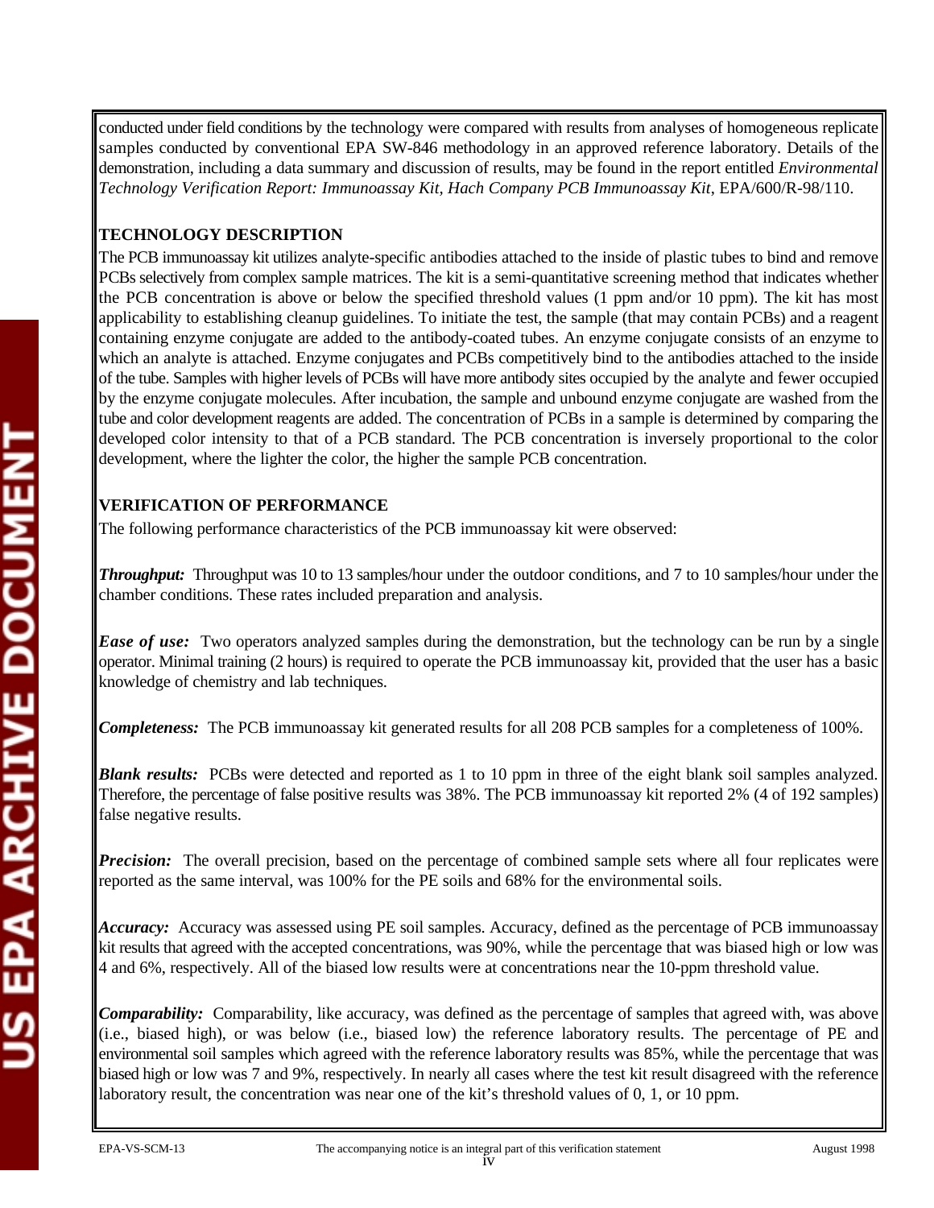conducted under field conditions by the technology were compared with results from analyses of homogeneous replicate samples conducted by conventional EPA SW-846 methodology in an approved reference laboratory. Details of the demonstration, including a data summary and discussion of results, may be found in the report entitled *Environmental Technology Verification Report: Immunoassay Kit, Hach Company PCB Immunoassay Kit*, EPA/600/R-98/110.

## TECHNOLOGY DESCRIPTION

The PCB immunoassay kit utilizes analyte-specific antibodies attached to the inside of plastic tubes to bind and remove PCBs selectively from complex sample matrices. The kit is a semi-quantitative screening method that indicates whether the PCB concentration is above or below the specified threshold values (1 ppm and/or 10 ppm). The kit has most applicability to establishing cleanup guidelines. To initiate the test, the sample (that may contain PCBs) and a reagent containing enzyme conjugate are added to the antibody-coated tubes. An enzyme conjugate consists of an enzyme to which an analyte is attached. Enzyme conjugates and PCBs competitively bind to the antibodies attached to the inside of the tube. Samples with higher levels of PCBs will have more antibody sites occupied by the analyte and fewer occupied by the enzyme conjugate molecules. After incubation, the sample and unbound enzyme conjugate are washed from the tube and color development reagents are added. The concentration of PCBs in a sample is determined by comparing the developed color intensity to that of a PCB standard. The PCB concentration is inversely proportional to the color development, where the lighter the color, the higher the sample PCB concentration.

## VERIFICATION OF PERFORMANCE

The following performance characteristics of the PCB immunoassay kit were observed:

***Throughput:*** Throughput was 10 to 13 samples/hour under the outdoor conditions, and 7 to 10 samples/hour under the chamber conditions. These rates included preparation and analysis.

***Ease of use:*** Two operators analyzed samples during the demonstration, but the technology can be run by a single operator. Minimal training (2 hours) is required to operate the PCB immunoassay kit, provided that the user has a basic knowledge of chemistry and lab techniques.

***Completeness:*** The PCB immunoassay kit generated results for all 208 PCB samples for a completeness of 100%.

***Blank results:*** PCBs were detected and reported as 1 to 10 ppm in three of the eight blank soil samples analyzed. Therefore, the percentage of false positive results was 38%. The PCB immunoassay kit reported 2% (4 of 192 samples) false negative results.

***Precision:*** The overall precision, based on the percentage of combined sample sets where all four replicates were reported as the same interval, was 100% for the PE soils and 68% for the environmental soils.

***Accuracy:*** Accuracy was assessed using PE soil samples. Accuracy, defined as the percentage of PCB immunoassay kit results that agreed with the accepted concentrations, was 90%, while the percentage that was biased high or low was 4 and 6%, respectively. All of the biased low results were at concentrations near the 10-ppm threshold value.

***Comparability:*** Comparability, like accuracy, was defined as the percentage of samples that agreed with, was above (i.e., biased high), or was below (i.e., biased low) the reference laboratory results. The percentage of PE and environmental soil samples which agreed with the reference laboratory results was 85%, while the percentage that was biased high or low was 7 and 9%, respectively. In nearly all cases where the test kit result disagreed with the reference laboratory result, the concentration was near one of the kit's threshold values of 0, 1, or 10 ppm.

EPA-VS-SCM-13 The accompanying notice is an integral part of this verification statement August 1998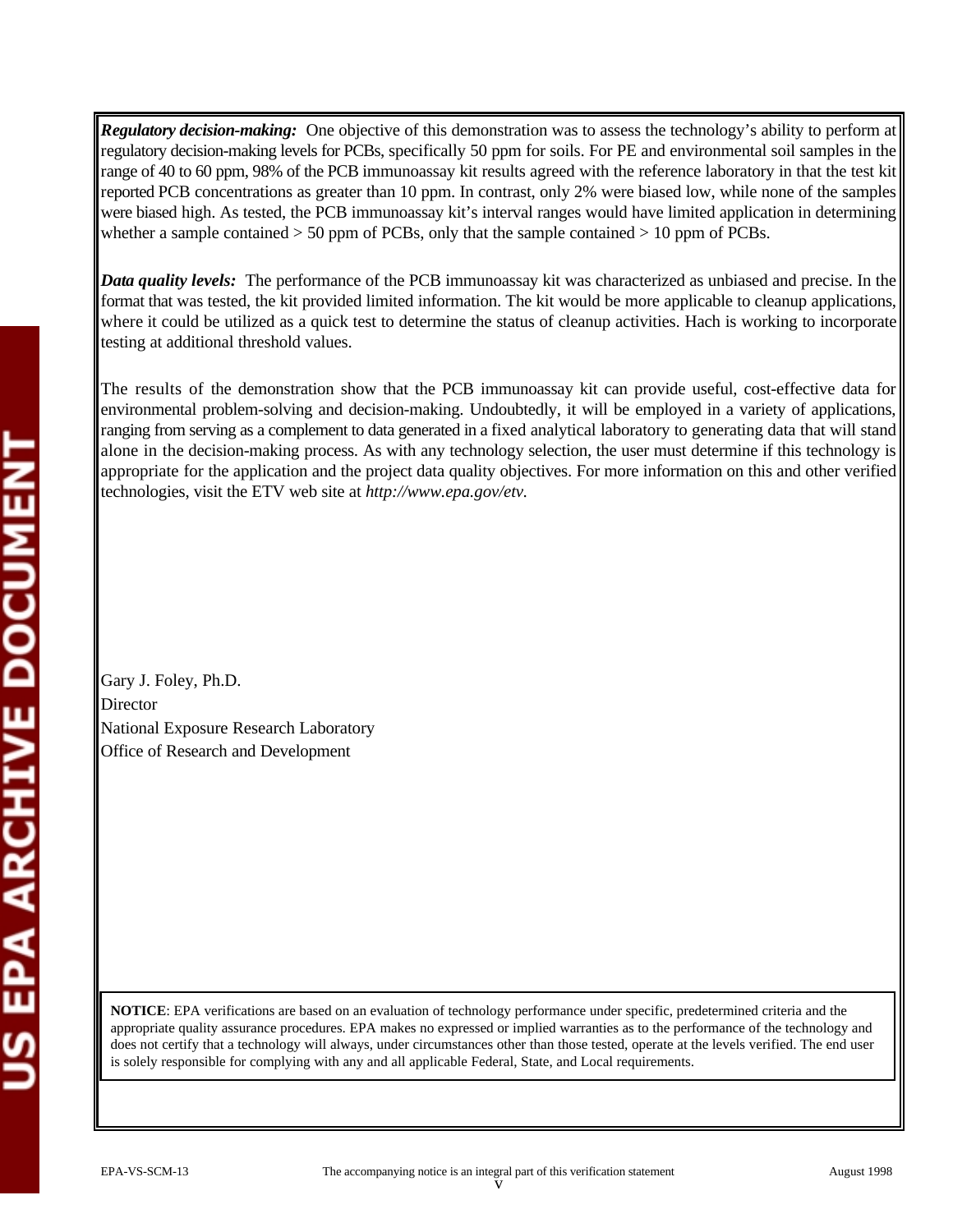***Regulatory decision-making:*** One objective of this demonstration was to assess the technology's ability to perform at regulatory decision-making levels for PCBs, specifically 50 ppm for soils. For PE and environmental soil samples in the range of 40 to 60 ppm, 98% of the PCB immunoassay kit results agreed with the reference laboratory in that the test kit reported PCB concentrations as greater than 10 ppm. In contrast, only 2% were biased low, while none of the samples were biased high. As tested, the PCB immunoassay kit's interval ranges would have limited application in determining whether a sample contained > 50 ppm of PCBs, only that the sample contained > 10 ppm of PCBs.

***Data quality levels:*** The performance of the PCB immunoassay kit was characterized as unbiased and precise. In the format that was tested, the kit provided limited information. The kit would be more applicable to cleanup applications, where it could be utilized as a quick test to determine the status of cleanup activities. Hach is working to incorporate testing at additional threshold values.

The results of the demonstration show that the PCB immunoassay kit can provide useful, cost-effective data for environmental problem-solving and decision-making. Undoubtedly, it will be employed in a variety of applications, ranging from serving as a complement to data generated in a fixed analytical laboratory to generating data that will stand alone in the decision-making process. As with any technology selection, the user must determine if this technology is appropriate for the application and the project data quality objectives. For more information on this and other verified technologies, visit the ETV web site at *http://www.epa.gov/etv*.

Gary J. Foley, Ph.D.
Director
National Exposure Research Laboratory
Office of Research and Development

**NOTICE**: EPA verifications are based on an evaluation of technology performance under specific, predetermined criteria and the appropriate quality assurance procedures. EPA makes no expressed or implied warranties as to the performance of the technology and does not certify that a technology will always, under circumstances other than those tested, operate at the levels verified. The end user is solely responsible for complying with any and all applicable Federal, State, and Local requirements.